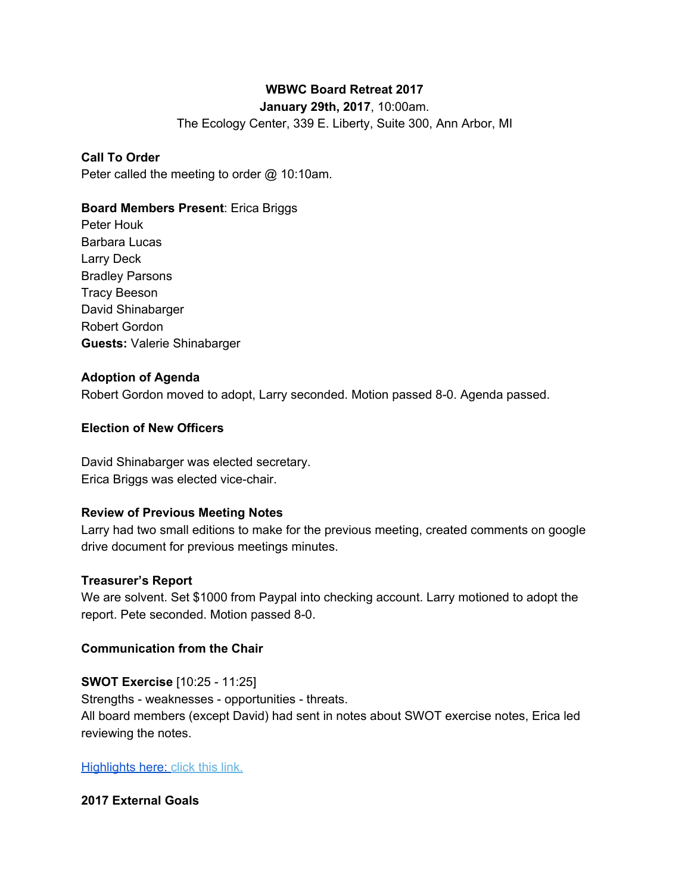**WBWC Board Retreat 2017**

**January 29th, 2017**, 10:00am.

The Ecology Center, 339 E. Liberty, Suite 300, Ann Arbor, MI

**Call To Order**

Peter called the meeting to order @ 10:10am.

**Board Members Present**: Erica Briggs
Peter Houk
Barbara Lucas
Larry Deck
Bradley Parsons
Tracy Beeson
David Shinabarger
Robert Gordon
**Guests:** Valerie Shinabarger

**Adoption of Agenda**

Robert Gordon moved to adopt, Larry seconded. Motion passed 8-0. Agenda passed.

**Election of New Officers**

David Shinabarger was elected secretary.
Erica Briggs was elected vice-chair.

**Review of Previous Meeting Notes**

Larry had two small editions to make for the previous meeting, created comments on google drive document for previous meetings minutes.

**Treasurer's Report**

We are solvent. Set $1000 from Paypal into checking account. Larry motioned to adopt the report. Pete seconded. Motion passed 8-0.

**Communication from the Chair**

**SWOT Exercise** [10:25 - 11:25]

Strengths - weaknesses - opportunities - threats.

All board members (except David) had sent in notes about SWOT exercise notes, Erica led reviewing the notes.

Highlights here: click this link.

**2017 External Goals**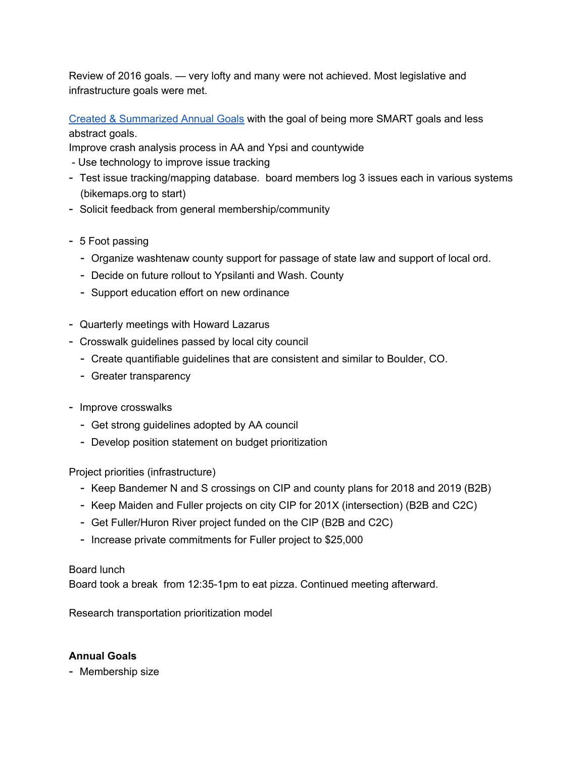Review of 2016 goals. — very lofty and many were not achieved. Most legislative and infrastructure goals were met.

[Created & Summarized Annual Goals] with the goal of being more SMART goals and less abstract goals.
Improve crash analysis process in AA and Ypsi and countywide
 - Use technology to improve issue tracking
- Test issue tracking/mapping database.  board members log 3 issues each in various systems (bikemaps.org to start)
- Solicit feedback from general membership/community

- 5 Foot passing
  - Organize washtenaw county support for passage of state law and support of local ord.
  - Decide on future rollout to Ypsilanti and Wash. County
  - Support education effort on new ordinance

- Quarterly meetings with Howard Lazarus
- Crosswalk guidelines passed by local city council
  - Create quantifiable guidelines that are consistent and similar to Boulder, CO.
  - Greater transparency

- Improve crosswalks
  - Get strong guidelines adopted by AA council
  - Develop position statement on budget prioritization

Project priorities (infrastructure)
  - Keep Bandemer N and S crossings on CIP and county plans for 2018 and 2019 (B2B)
  - Keep Maiden and Fuller projects on city CIP for 201X (intersection) (B2B and C2C)
  - Get Fuller/Huron River project funded on the CIP (B2B and C2C)
  - Increase private commitments for Fuller project to $25,000

Board lunch
Board took a break  from 12:35-1pm to eat pizza. Continued meeting afterward.

Research transportation prioritization model

**Annual Goals**
- Membership size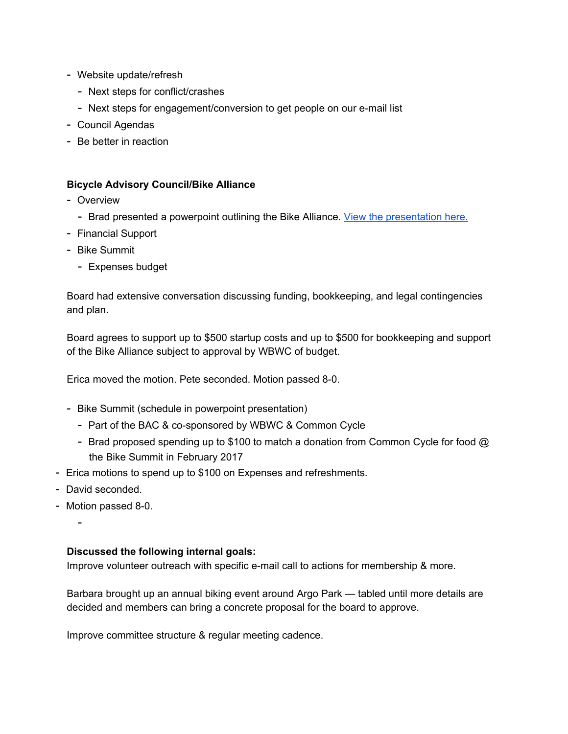- Website update/refresh
  - Next steps for conflict/crashes
  - Next steps for engagement/conversion to get people on our e-mail list
- Council Agendas
- Be better in reaction

**Bicycle Advisory Council/Bike Alliance**

- Overview
  - Brad presented a powerpoint outlining the Bike Alliance. [View the presentation here.]()
- Financial Support
- Bike Summit
  - Expenses budget

Board had extensive conversation discussing funding, bookkeeping, and legal contingencies and plan.

Board agrees to support up to $500 startup costs and up to $500 for bookkeeping and support of the Bike Alliance subject to approval by WBWC of budget.

Erica moved the motion. Pete seconded. Motion passed 8-0.

- Bike Summit (schedule in powerpoint presentation)
  - Part of the BAC & co-sponsored by WBWC & Common Cycle
  - Brad proposed spending up to $100 to match a donation from Common Cycle for food @ the Bike Summit in February 2017
- Erica motions to spend up to $100 on Expenses and refreshments.
- David seconded.
- Motion passed 8-0.

**Discussed the following internal goals:**

Improve volunteer outreach with specific e-mail call to actions for membership & more.

Barbara brought up an annual biking event around Argo Park — tabled until more details are decided and members can bring a concrete proposal for the board to approve.

Improve committee structure & regular meeting cadence.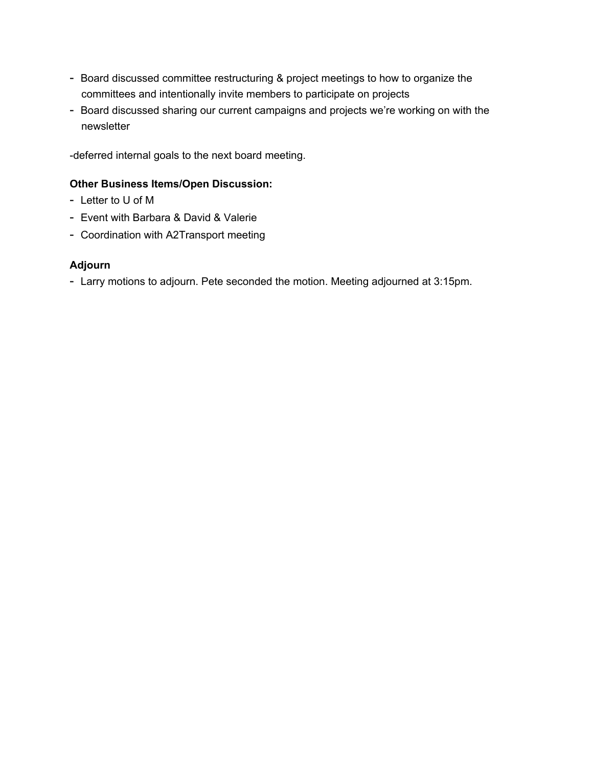- Board discussed committee restructuring & project meetings to how to organize the committees and intentionally invite members to participate on projects
- Board discussed sharing our current campaigns and projects we're working on with the newsletter

-deferred internal goals to the next board meeting.

**Other Business Items/Open Discussion:**

- Letter to U of M
- Event with Barbara & David & Valerie
- Coordination with A2Transport meeting

**Adjourn**

- Larry motions to adjourn. Pete seconded the motion. Meeting adjourned at 3:15pm.